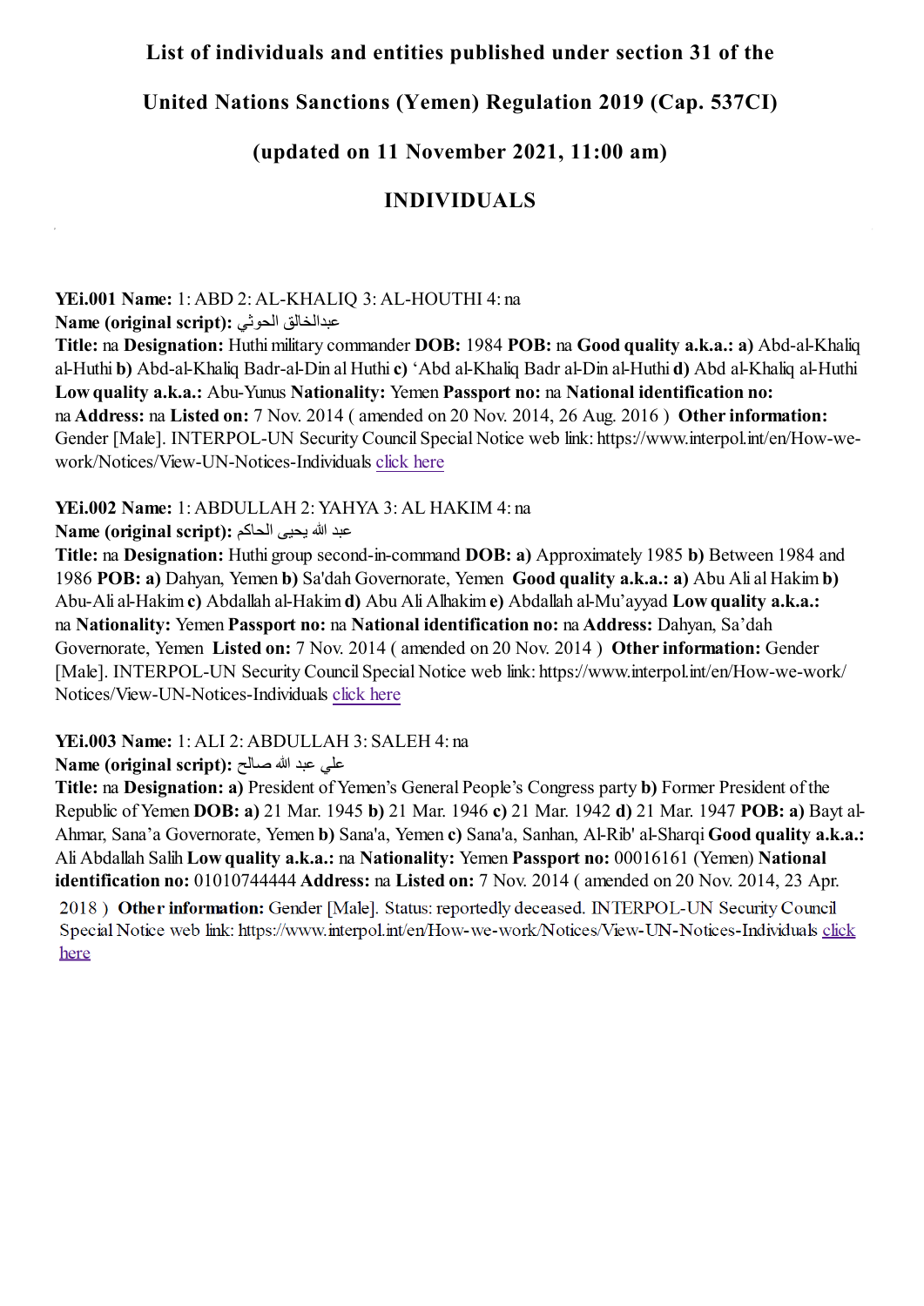# List of individuals and entities published under section 31 of the

# United Nations Sanctions (Yemen) Regulation 2019 (Cap. 537CI)

# (updated on 11 November 2021, 11:00 am)

## INDIVIDUALS

**YEi.001 Name:** 1: ABD 2: AL-KHALIQ 3: AL-HOUTHI 4: na
**Name (original script):** عبدالخالق الحوثي
**Title:** na **Designation:** Huthi military commander **DOB:** 1984 **POB:** na **Good quality a.k.a.: a)** Abd-al-Khaliq al-Huthi **b)** Abd-al-Khaliq Badr-al-Din al Huthi **c)** 'Abd al-Khaliq Badr al-Din al-Huthi **d)** Abd al-Khaliq al-Huthi **Low quality a.k.a.:** Abu-Yunus **Nationality:** Yemen **Passport no:** na **National identification no:** na **Address:** na **Listed on:** 7 Nov. 2014 ( amended on 20 Nov. 2014, 26 Aug. 2016 ) **Other information:** Gender [Male]. INTERPOL-UN Security Council Special Notice web link: https://www.interpol.int/en/How-we-work/Notices/View-UN-Notices-Individuals click here

**YEi.002 Name:** 1: ABDULLAH 2: YAHYA 3: AL HAKIM 4: na
**Name (original script):** عبد الله يحيى الحاكم
**Title:** na **Designation:** Huthi group second-in-command **DOB: a)** Approximately 1985 **b)** Between 1984 and 1986 **POB: a)** Dahyan, Yemen **b)** Sa'dah Governorate, Yemen **Good quality a.k.a.: a)** Abu Ali al Hakim **b)** Abu-Ali al-Hakim **c)** Abdallah al-Hakim **d)** Abu Ali Alhakim **e)** Abdallah al-Mu'ayyad **Low quality a.k.a.:** na **Nationality:** Yemen **Passport no:** na **National identification no:** na **Address:** Dahyan, Sa'dah Governorate, Yemen **Listed on:** 7 Nov. 2014 ( amended on 20 Nov. 2014 ) **Other information:** Gender [Male]. INTERPOL-UN Security Council Special Notice web link: https://www.interpol.int/en/How-we-work/Notices/View-UN-Notices-Individuals click here

**YEi.003 Name:** 1: ALI 2: ABDULLAH 3: SALEH 4: na
**Name (original script):** علي عبد الله صالح
**Title:** na **Designation: a)** President of Yemen's General People's Congress party **b)** Former President of the Republic of Yemen **DOB: a)** 21 Mar. 1945 **b)** 21 Mar. 1946 **c)** 21 Mar. 1942 **d)** 21 Mar. 1947 **POB: a)** Bayt al-Ahmar, Sana'a Governorate, Yemen **b)** Sana'a, Yemen **c)** Sana'a, Sanhan, Al-Rib' al-Sharqi **Good quality a.k.a.:** Ali Abdallah Salih **Low quality a.k.a.:** na **Nationality:** Yemen **Passport no:** 00016161 (Yemen) **National identification no:** 01010744444 **Address:** na **Listed on:** 7 Nov. 2014 ( amended on 20 Nov. 2014, 23 Apr. 2018 ) **Other information:** Gender [Male]. Status: reportedly deceased. INTERPOL-UN Security Council Special Notice web link: https://www.interpol.int/en/How-we-work/Notices/View-UN-Notices-Individuals click here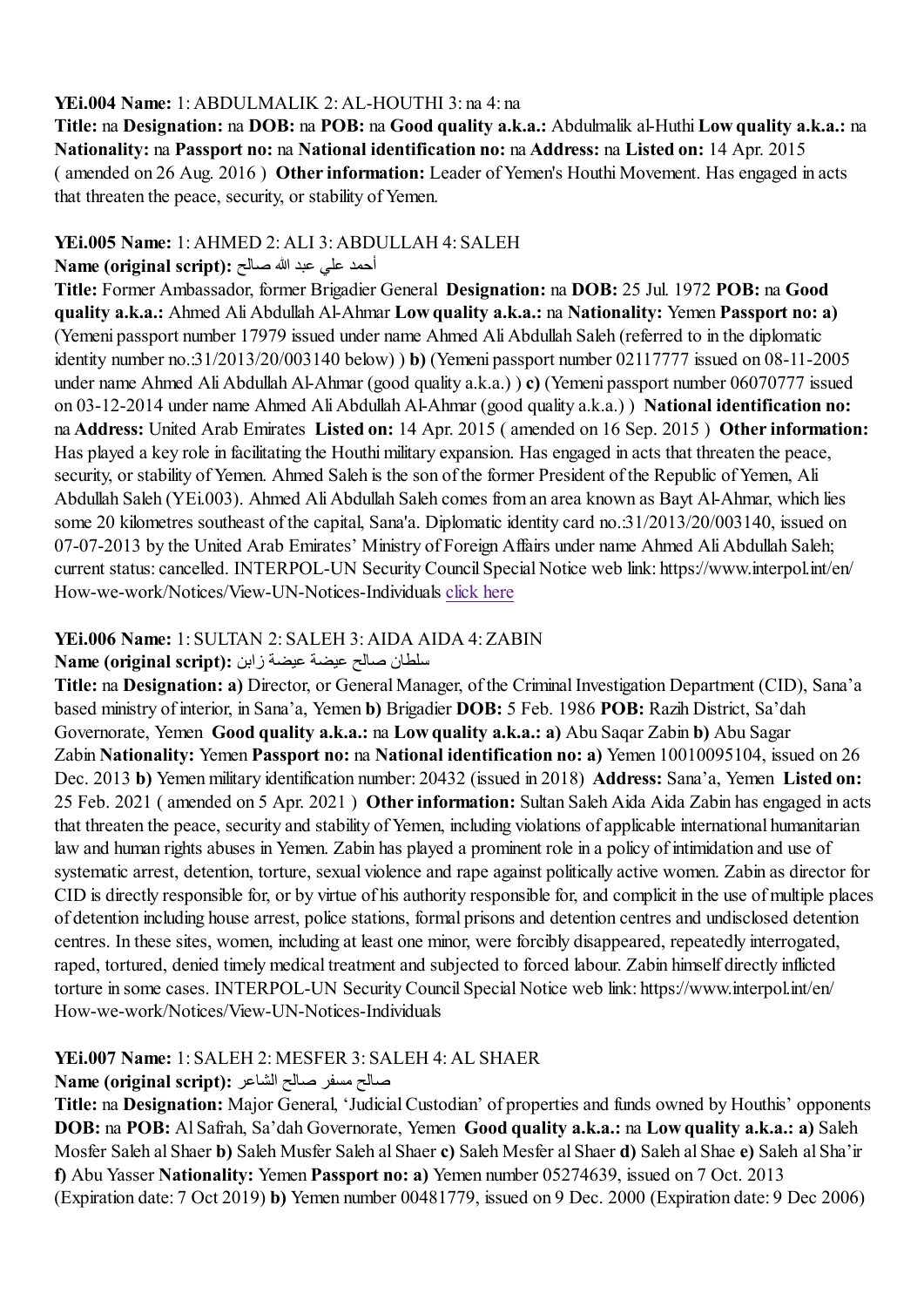**YEi.004 Name:** 1: ABDULMALIK 2: AL-HOUTHI 3: na 4: na
**Title:** na **Designation:** na **DOB:** na **POB:** na **Good quality a.k.a.:** Abdulmalik al-Huthi **Low quality a.k.a.:** na **Nationality:** na **Passport no:** na **National identification no:** na **Address:** na **Listed on:** 14 Apr. 2015 ( amended on 26 Aug. 2016 ) **Other information:** Leader of Yemen's Houthi Movement. Has engaged in acts that threaten the peace, security, or stability of Yemen.

**YEi.005 Name:** 1: AHMED 2: ALI 3: ABDULLAH 4: SALEH
**Name (original script):** أحمد علي عبد الله صالح
**Title:** Former Ambassador, former Brigadier General **Designation:** na **DOB:** 25 Jul. 1972 **POB:** na **Good quality a.k.a.:** Ahmed Ali Abdullah Al-Ahmar **Low quality a.k.a.:** na **Nationality:** Yemen **Passport no: a)** (Yemeni passport number 17979 issued under name Ahmed Ali Abdullah Saleh (referred to in the diplomatic identity number no.:31/2013/20/003140 below) ) **b)** (Yemeni passport number 02117777 issued on 08-11-2005 under name Ahmed Ali Abdullah Al-Ahmar (good quality a.k.a.) ) **c)** (Yemeni passport number 06070777 issued on 03-12-2014 under name Ahmed Ali Abdullah Al-Ahmar (good quality a.k.a.) ) **National identification no:** na **Address:** United Arab Emirates **Listed on:** 14 Apr. 2015 ( amended on 16 Sep. 2015 ) **Other information:** Has played a key role in facilitating the Houthi military expansion. Has engaged in acts that threaten the peace, security, or stability of Yemen. Ahmed Saleh is the son of the former President of the Republic of Yemen, Ali Abdullah Saleh (YEi.003). Ahmed Ali Abdullah Saleh comes from an area known as Bayt Al-Ahmar, which lies some 20 kilometres southeast of the capital, Sana'a. Diplomatic identity card no.:31/2013/20/003140, issued on 07-07-2013 by the United Arab Emirates' Ministry of Foreign Affairs under name Ahmed Ali Abdullah Saleh; current status: cancelled. INTERPOL-UN Security Council Special Notice web link: https://www.interpol.int/en/How-we-work/Notices/View-UN-Notices-Individuals click here

**YEi.006 Name:** 1: SULTAN 2: SALEH 3: AIDA AIDA 4: ZABIN
**Name (original script):** سلطان صالح عيضة عيضة زابن
**Title:** na **Designation: a)** Director, or General Manager, of the Criminal Investigation Department (CID), Sana'a based ministry of interior, in Sana'a, Yemen **b)** Brigadier **DOB:** 5 Feb. 1986 **POB:** Razih District, Sa'dah Governorate, Yemen **Good quality a.k.a.:** na **Low quality a.k.a.: a)** Abu Saqar Zabin **b)** Abu Sagar Zabin **Nationality:** Yemen **Passport no:** na **National identification no: a)** Yemen 10010095104, issued on 26 Dec. 2013 **b)** Yemen military identification number: 20432 (issued in 2018) **Address:** Sana'a, Yemen **Listed on:** 25 Feb. 2021 ( amended on 5 Apr. 2021 ) **Other information:** Sultan Saleh Aida Aida Zabin has engaged in acts that threaten the peace, security and stability of Yemen, including violations of applicable international humanitarian law and human rights abuses in Yemen. Zabin has played a prominent role in a policy of intimidation and use of systematic arrest, detention, torture, sexual violence and rape against politically active women. Zabin as director for CID is directly responsible for, or by virtue of his authority responsible for, and complicit in the use of multiple places of detention including house arrest, police stations, formal prisons and detention centres and undisclosed detention centres. In these sites, women, including at least one minor, were forcibly disappeared, repeatedly interrogated, raped, tortured, denied timely medical treatment and subjected to forced labour. Zabin himself directly inflicted torture in some cases. INTERPOL-UN Security Council Special Notice web link: https://www.interpol.int/en/How-we-work/Notices/View-UN-Notices-Individuals

**YEi.007 Name:** 1: SALEH 2: MESFER 3: SALEH 4: AL SHAER
**Name (original script):** صالح مسفر صالح الشاعر
**Title:** na **Designation:** Major General, 'Judicial Custodian' of properties and funds owned by Houthis' opponents **DOB:** na **POB:** Al Safrah, Sa'dah Governorate, Yemen **Good quality a.k.a.:** na **Low quality a.k.a.: a)** Saleh Mosfer Saleh al Shaer **b)** Saleh Musfer Saleh al Shaer **c)** Saleh Mesfer al Shaer **d)** Saleh al Shae **e)** Saleh al Sha'ir **f)** Abu Yasser **Nationality:** Yemen **Passport no: a)** Yemen number 05274639, issued on 7 Oct. 2013 (Expiration date: 7 Oct 2019) **b)** Yemen number 00481779, issued on 9 Dec. 2000 (Expiration date: 9 Dec 2006)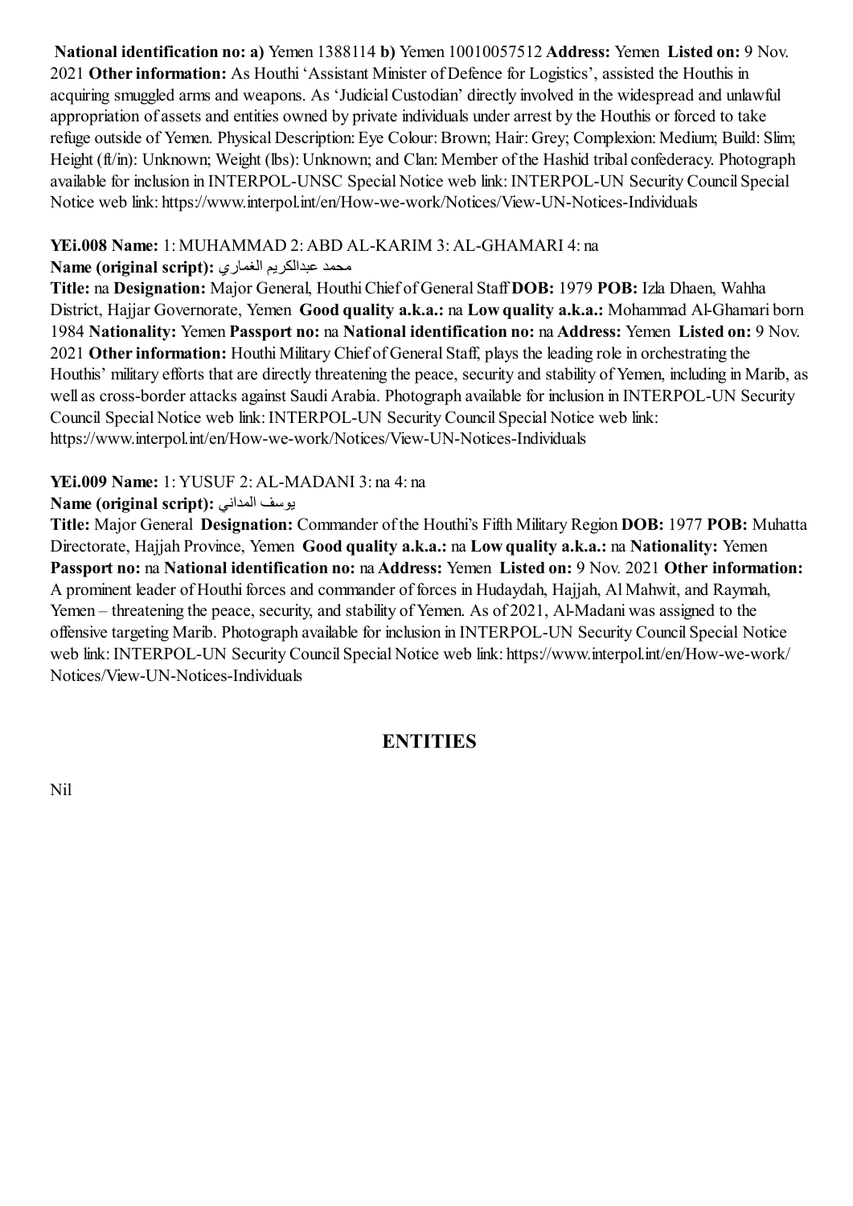**National identification no: a)** Yemen 1388114 **b)** Yemen 10010057512 **Address:** Yemen **Listed on:** 9 Nov. 2021 **Other information:** As Houthi 'Assistant Minister of Defence for Logistics', assisted the Houthis in acquiring smuggled arms and weapons. As 'Judicial Custodian' directly involved in the widespread and unlawful appropriation of assets and entities owned by private individuals under arrest by the Houthis or forced to take refuge outside of Yemen. Physical Description: Eye Colour: Brown; Hair: Grey; Complexion: Medium; Build: Slim; Height (ft/in): Unknown; Weight (lbs): Unknown; and Clan: Member of the Hashid tribal confederacy. Photograph available for inclusion in INTERPOL-UNSC Special Notice web link: INTERPOL-UN Security Council Special Notice web link: https://www.interpol.int/en/How-we-work/Notices/View-UN-Notices-Individuals

**YEi.008 Name:** 1: MUHAMMAD 2: ABD AL-KARIM 3: AL-GHAMARI 4: na
**Name (original script):** محمد عبدالكريم الغماري
**Title:** na **Designation:** Major General, Houthi Chief of General Staff **DOB:** 1979 **POB:** Izla Dhaen, Wahha District, Hajjar Governorate, Yemen **Good quality a.k.a.:** na **Low quality a.k.a.:** Mohammad Al-Ghamari born 1984 **Nationality:** Yemen **Passport no:** na **National identification no:** na **Address:** Yemen **Listed on:** 9 Nov. 2021 **Other information:** Houthi Military Chief of General Staff, plays the leading role in orchestrating the Houthis' military efforts that are directly threatening the peace, security and stability of Yemen, including in Marib, as well as cross-border attacks against Saudi Arabia. Photograph available for inclusion in INTERPOL-UN Security Council Special Notice web link: INTERPOL-UN Security Council Special Notice web link: https://www.interpol.int/en/How-we-work/Notices/View-UN-Notices-Individuals

**YEi.009 Name:** 1: YUSUF 2: AL-MADANI 3: na 4: na
**Name (original script):** يوسف المداني
**Title:** Major General **Designation:** Commander of the Houthi's Fifth Military Region **DOB:** 1977 **POB:** Muhatta Directorate, Hajjah Province, Yemen **Good quality a.k.a.:** na **Low quality a.k.a.:** na **Nationality:** Yemen **Passport no:** na **National identification no:** na **Address:** Yemen **Listed on:** 9 Nov. 2021 **Other information:** A prominent leader of Houthi forces and commander of forces in Hudaydah, Hajjah, Al Mahwit, and Raymah, Yemen – threatening the peace, security, and stability of Yemen. As of 2021, Al-Madani was assigned to the offensive targeting Marib. Photograph available for inclusion in INTERPOL-UN Security Council Special Notice web link: INTERPOL-UN Security Council Special Notice web link: https://www.interpol.int/en/How-we-work/Notices/View-UN-Notices-Individuals

## ENTITIES

Nil